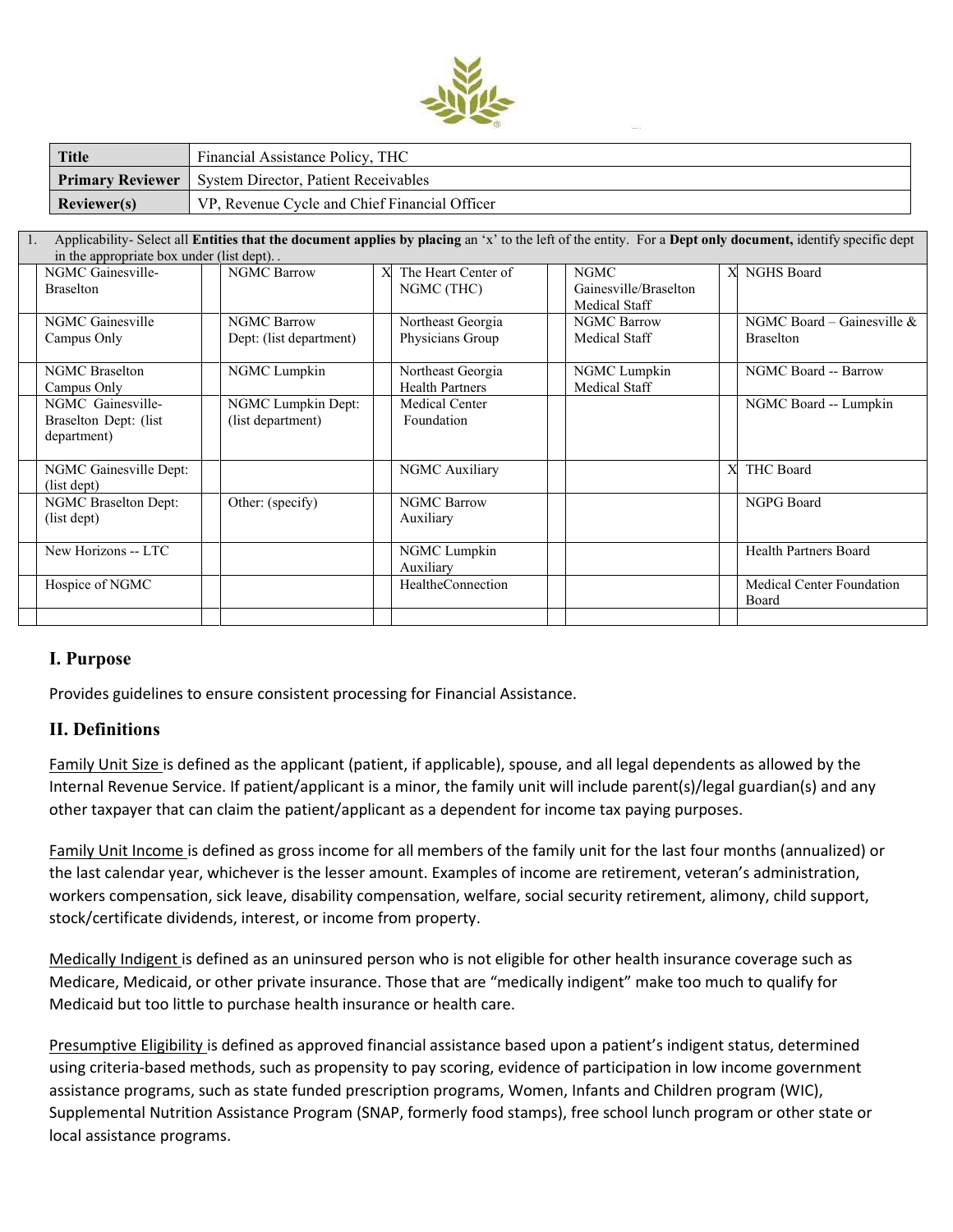| Title | Financial Assistance Policy, THC |
|---|---|
| **Primary Reviewer** | System Director, Patient Receivables |
| **Reviewer(s)** | VP, Revenue Cycle and Chief Financial Officer |

| 1. Applicability- Select all **Entities that the document applies by placing** an 'x' to the left of the entity. For a **Dept only document,** identify specific dept in the appropriate box under (list dept). . | | | | | | | | | |
|---|---|---|---|---|---|---|---|---|---|
| | NGMC Gainesville-Braselton | | NGMC Barrow | X | The Heart Center of NGMC (THC) | | NGMC Gainesville/Braselton Medical Staff | X | NGHS Board |
| | NGMC Gainesville Campus Only | | NGMC Barrow Dept: (list department) | | Northeast Georgia Physicians Group | | NGMC Barrow Medical Staff | | NGMC Board – Gainesville & Braselton |
| | NGMC Braselton Campus Only | | NGMC Lumpkin | | Northeast Georgia Health Partners | | NGMC Lumpkin Medical Staff | | NGMC Board -- Barrow |
| | NGMC Gainesville-Braselton Dept: (list department) | | NGMC Lumpkin Dept: (list department) | | Medical Center Foundation | | | | NGMC Board -- Lumpkin |
| | NGMC Gainesville Dept: (list dept) | | | | NGMC Auxiliary | | | X | THC Board |
| | NGMC Braselton Dept: (list dept) | | Other: (specify) | | NGMC Barrow Auxiliary | | | | NGPG Board |
| | New Horizons -- LTC | | | | NGMC Lumpkin Auxiliary | | | | Health Partners Board |
| | Hospice of NGMC | | | | HealtheConnection | | | | Medical Center Foundation Board |
| | | | | | | | | | |

## I. Purpose

Provides guidelines to ensure consistent processing for Financial Assistance.

## II. Definitions

Family Unit Size is defined as the applicant (patient, if applicable), spouse, and all legal dependents as allowed by the Internal Revenue Service. If patient/applicant is a minor, the family unit will include parent(s)/legal guardian(s) and any other taxpayer that can claim the patient/applicant as a dependent for income tax paying purposes.

Family Unit Income is defined as gross income for all members of the family unit for the last four months (annualized) or the last calendar year, whichever is the lesser amount. Examples of income are retirement, veteran's administration, workers compensation, sick leave, disability compensation, welfare, social security retirement, alimony, child support, stock/certificate dividends, interest, or income from property.

Medically Indigent is defined as an uninsured person who is not eligible for other health insurance coverage such as Medicare, Medicaid, or other private insurance. Those that are "medically indigent" make too much to qualify for Medicaid but too little to purchase health insurance or health care.

Presumptive Eligibility is defined as approved financial assistance based upon a patient's indigent status, determined using criteria-based methods, such as propensity to pay scoring, evidence of participation in low income government assistance programs, such as state funded prescription programs, Women, Infants and Children program (WIC), Supplemental Nutrition Assistance Program (SNAP, formerly food stamps), free school lunch program or other state or local assistance programs.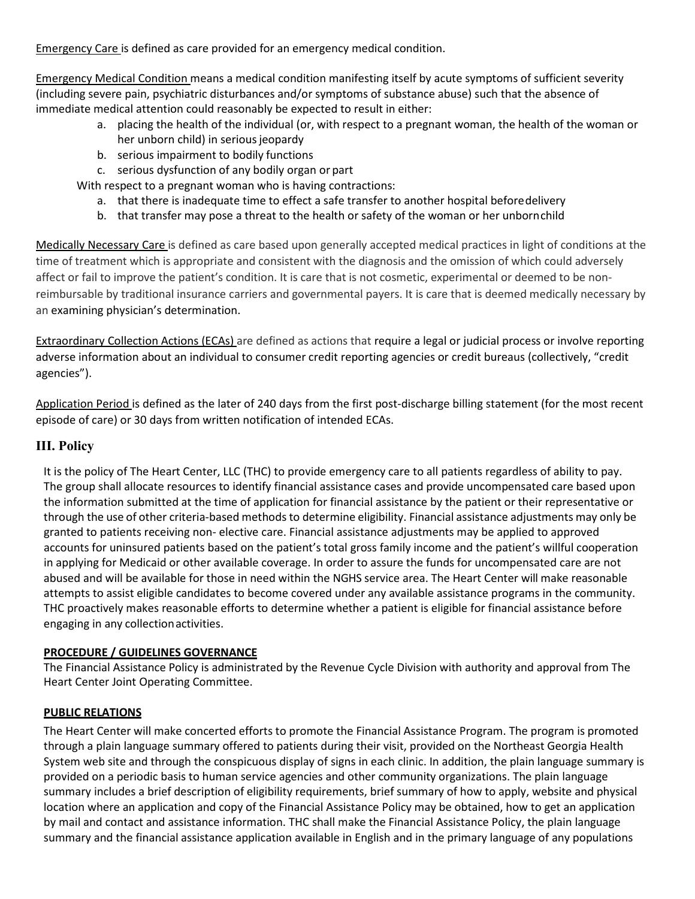Emergency Care is defined as care provided for an emergency medical condition.

Emergency Medical Condition means a medical condition manifesting itself by acute symptoms of sufficient severity (including severe pain, psychiatric disturbances and/or symptoms of substance abuse) such that the absence of immediate medical attention could reasonably be expected to result in either:

a. placing the health of the individual (or, with respect to a pregnant woman, the health of the woman or her unborn child) in serious jeopardy
b. serious impairment to bodily functions
c. serious dysfunction of any bodily organ or part

With respect to a pregnant woman who is having contractions:

a. that there is inadequate time to effect a safe transfer to another hospital before delivery
b. that transfer may pose a threat to the health or safety of the woman or her unborn child

Medically Necessary Care is defined as care based upon generally accepted medical practices in light of conditions at the time of treatment which is appropriate and consistent with the diagnosis and the omission of which could adversely affect or fail to improve the patient's condition. It is care that is not cosmetic, experimental or deemed to be non-reimbursable by traditional insurance carriers and governmental payers. It is care that is deemed medically necessary by an examining physician's determination.

Extraordinary Collection Actions (ECAs) are defined as actions that require a legal or judicial process or involve reporting adverse information about an individual to consumer credit reporting agencies or credit bureaus (collectively, "credit agencies").

Application Period is defined as the later of 240 days from the first post-discharge billing statement (for the most recent episode of care) or 30 days from written notification of intended ECAs.

## III. Policy

It is the policy of The Heart Center, LLC (THC) to provide emergency care to all patients regardless of ability to pay. The group shall allocate resources to identify financial assistance cases and provide uncompensated care based upon the information submitted at the time of application for financial assistance by the patient or their representative or through the use of other criteria-based methods to determine eligibility. Financial assistance adjustments may only be granted to patients receiving non- elective care. Financial assistance adjustments may be applied to approved accounts for uninsured patients based on the patient's total gross family income and the patient's willful cooperation in applying for Medicaid or other available coverage. In order to assure the funds for uncompensated care are not abused and will be available for those in need within the NGHS service area. The Heart Center will make reasonable attempts to assist eligible candidates to become covered under any available assistance programs in the community. THC proactively makes reasonable efforts to determine whether a patient is eligible for financial assistance before engaging in any collection activities.

**PROCEDURE / GUIDELINES GOVERNANCE**

The Financial Assistance Policy is administrated by the Revenue Cycle Division with authority and approval from The Heart Center Joint Operating Committee.

**PUBLIC RELATIONS**

The Heart Center will make concerted efforts to promote the Financial Assistance Program. The program is promoted through a plain language summary offered to patients during their visit, provided on the Northeast Georgia Health System web site and through the conspicuous display of signs in each clinic. In addition, the plain language summary is provided on a periodic basis to human service agencies and other community organizations. The plain language summary includes a brief description of eligibility requirements, brief summary of how to apply, website and physical location where an application and copy of the Financial Assistance Policy may be obtained, how to get an application by mail and contact and assistance information. THC shall make the Financial Assistance Policy, the plain language summary and the financial assistance application available in English and in the primary language of any populations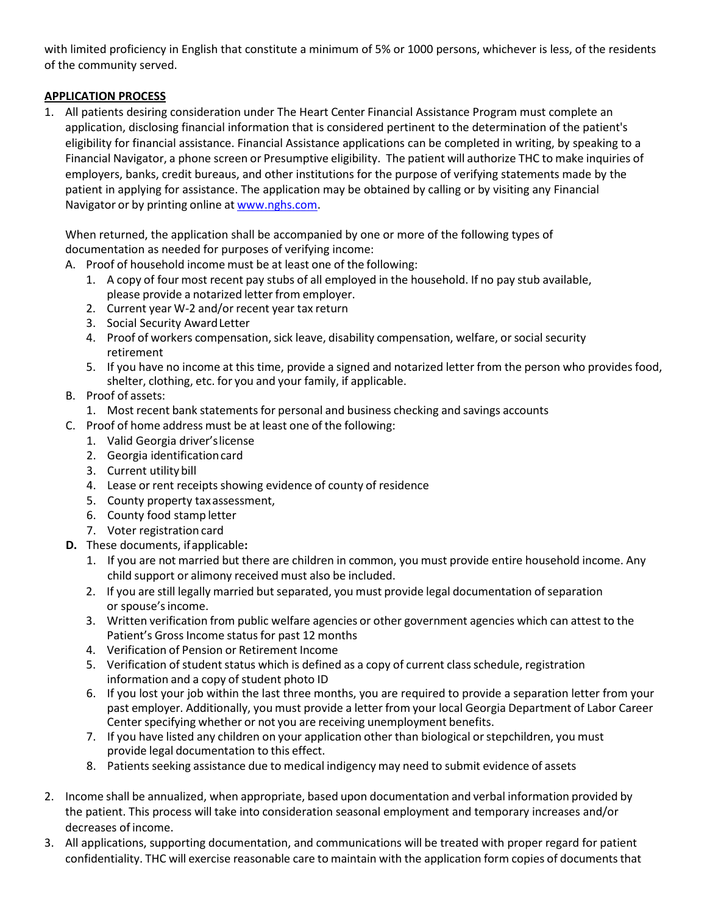with limited proficiency in English that constitute a minimum of 5% or 1000 persons, whichever is less, of the residents of the community served.

**APPLICATION PROCESS**

1. All patients desiring consideration under The Heart Center Financial Assistance Program must complete an application, disclosing financial information that is considered pertinent to the determination of the patient's eligibility for financial assistance. Financial Assistance applications can be completed in writing, by speaking to a Financial Navigator, a phone screen or Presumptive eligibility. The patient will authorize THC to make inquiries of employers, banks, credit bureaus, and other institutions for the purpose of verifying statements made by the patient in applying for assistance. The application may be obtained by calling or by visiting any Financial Navigator or by printing online at www.nghs.com.

   When returned, the application shall be accompanied by one or more of the following types of documentation as needed for purposes of verifying income:

   A. Proof of household income must be at least one of the following:
      1. A copy of four most recent pay stubs of all employed in the household. If no pay stub available, please provide a notarized letter from employer.
      2. Current year W-2 and/or recent year tax return
      3. Social Security Award Letter
      4. Proof of workers compensation, sick leave, disability compensation, welfare, or social security retirement
      5. If you have no income at this time, provide a signed and notarized letter from the person who provides food, shelter, clothing, etc. for you and your family, if applicable.

   B. Proof of assets:
      1. Most recent bank statements for personal and business checking and savings accounts

   C. Proof of home address must be at least one of the following:
      1. Valid Georgia driver's license
      2. Georgia identification card
      3. Current utility bill
      4. Lease or rent receipts showing evidence of county of residence
      5. County property tax assessment,
      6. County food stamp letter
      7. Voter registration card

   **D.** These documents, if applicable**:**
      1. If you are not married but there are children in common, you must provide entire household income. Any child support or alimony received must also be included.
      2. If you are still legally married but separated, you must provide legal documentation of separation or spouse's income.
      3. Written verification from public welfare agencies or other government agencies which can attest to the Patient's Gross Income status for past 12 months
      4. Verification of Pension or Retirement Income
      5. Verification of student status which is defined as a copy of current class schedule, registration information and a copy of student photo ID
      6. If you lost your job within the last three months, you are required to provide a separation letter from your past employer. Additionally, you must provide a letter from your local Georgia Department of Labor Career Center specifying whether or not you are receiving unemployment benefits.
      7. If you have listed any children on your application other than biological or stepchildren, you must provide legal documentation to this effect.
      8. Patients seeking assistance due to medical indigency may need to submit evidence of assets

2. Income shall be annualized, when appropriate, based upon documentation and verbal information provided by the patient. This process will take into consideration seasonal employment and temporary increases and/or decreases of income.
3. All applications, supporting documentation, and communications will be treated with proper regard for patient confidentiality. THC will exercise reasonable care to maintain with the application form copies of documents that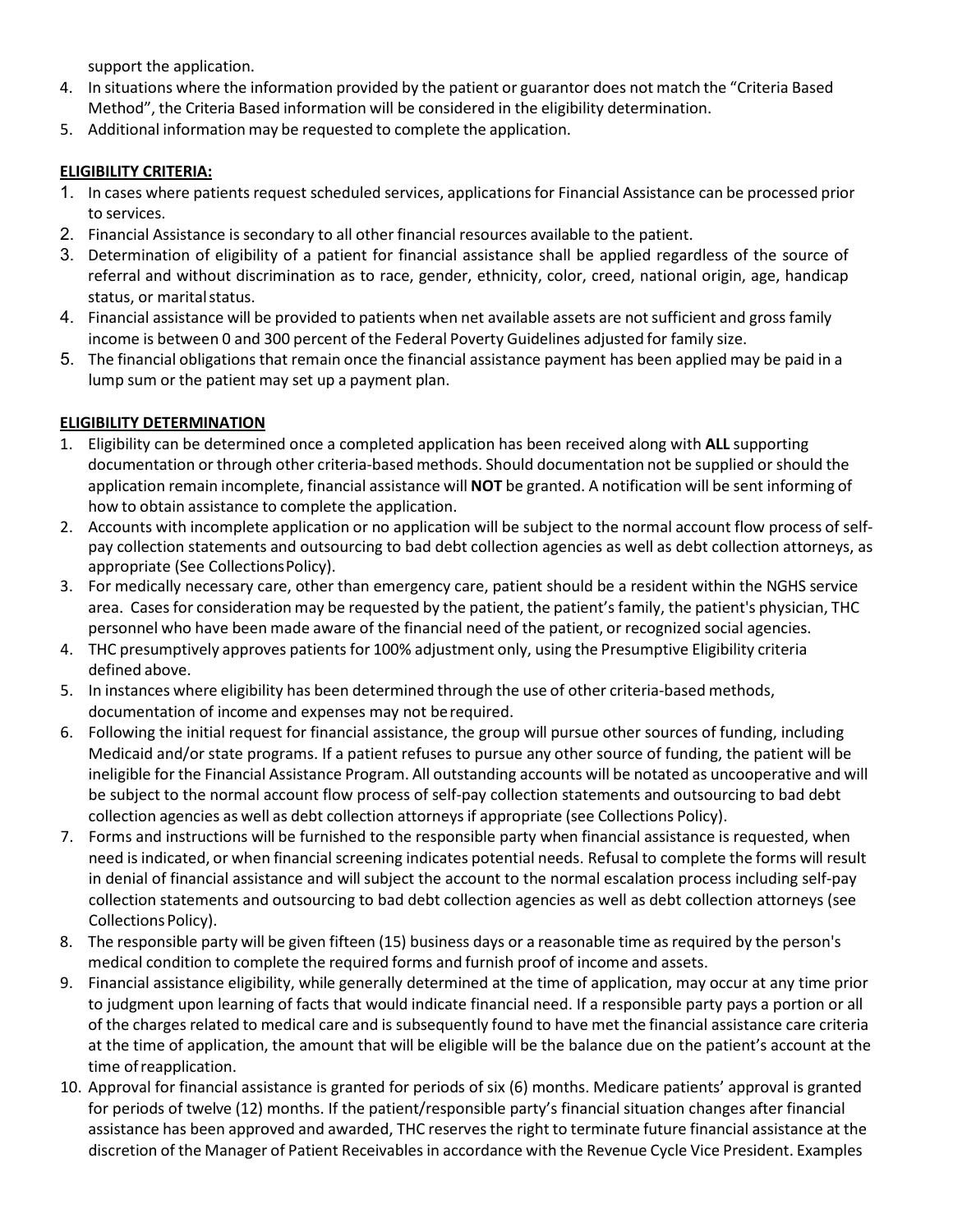support the application.

4. In situations where the information provided by the patient or guarantor does not match the "Criteria Based Method", the Criteria Based information will be considered in the eligibility determination.
5. Additional information may be requested to complete the application.

**ELIGIBILITY CRITERIA:**

1. In cases where patients request scheduled services, applications for Financial Assistance can be processed prior to services.
2. Financial Assistance is secondary to all other financial resources available to the patient.
3. Determination of eligibility of a patient for financial assistance shall be applied regardless of the source of referral and without discrimination as to race, gender, ethnicity, color, creed, national origin, age, handicap status, or marital status.
4. Financial assistance will be provided to patients when net available assets are not sufficient and gross family income is between 0 and 300 percent of the Federal Poverty Guidelines adjusted for family size.
5. The financial obligations that remain once the financial assistance payment has been applied may be paid in a lump sum or the patient may set up a payment plan.

**ELIGIBILITY DETERMINATION**

1. Eligibility can be determined once a completed application has been received along with **ALL** supporting documentation or through other criteria-based methods. Should documentation not be supplied or should the application remain incomplete, financial assistance will **NOT** be granted. A notification will be sent informing of how to obtain assistance to complete the application.
2. Accounts with incomplete application or no application will be subject to the normal account flow process of self-pay collection statements and outsourcing to bad debt collection agencies as well as debt collection attorneys, as appropriate (See Collections Policy).
3. For medically necessary care, other than emergency care, patient should be a resident within the NGHS service area. Cases for consideration may be requested by the patient, the patient's family, the patient's physician, THC personnel who have been made aware of the financial need of the patient, or recognized social agencies.
4. THC presumptively approves patients for 100% adjustment only, using the Presumptive Eligibility criteria defined above.
5. In instances where eligibility has been determined through the use of other criteria-based methods, documentation of income and expenses may not be required.
6. Following the initial request for financial assistance, the group will pursue other sources of funding, including Medicaid and/or state programs. If a patient refuses to pursue any other source of funding, the patient will be ineligible for the Financial Assistance Program. All outstanding accounts will be notated as uncooperative and will be subject to the normal account flow process of self-pay collection statements and outsourcing to bad debt collection agencies as well as debt collection attorneys if appropriate (see Collections Policy).
7. Forms and instructions will be furnished to the responsible party when financial assistance is requested, when need is indicated, or when financial screening indicates potential needs. Refusal to complete the forms will result in denial of financial assistance and will subject the account to the normal escalation process including self-pay collection statements and outsourcing to bad debt collection agencies as well as debt collection attorneys (see Collections Policy).
8. The responsible party will be given fifteen (15) business days or a reasonable time as required by the person's medical condition to complete the required forms and furnish proof of income and assets.
9. Financial assistance eligibility, while generally determined at the time of application, may occur at any time prior to judgment upon learning of facts that would indicate financial need. If a responsible party pays a portion or all of the charges related to medical care and is subsequently found to have met the financial assistance care criteria at the time of application, the amount that will be eligible will be the balance due on the patient's account at the time of reapplication.
10. Approval for financial assistance is granted for periods of six (6) months. Medicare patients' approval is granted for periods of twelve (12) months. If the patient/responsible party's financial situation changes after financial assistance has been approved and awarded, THC reserves the right to terminate future financial assistance at the discretion of the Manager of Patient Receivables in accordance with the Revenue Cycle Vice President. Examples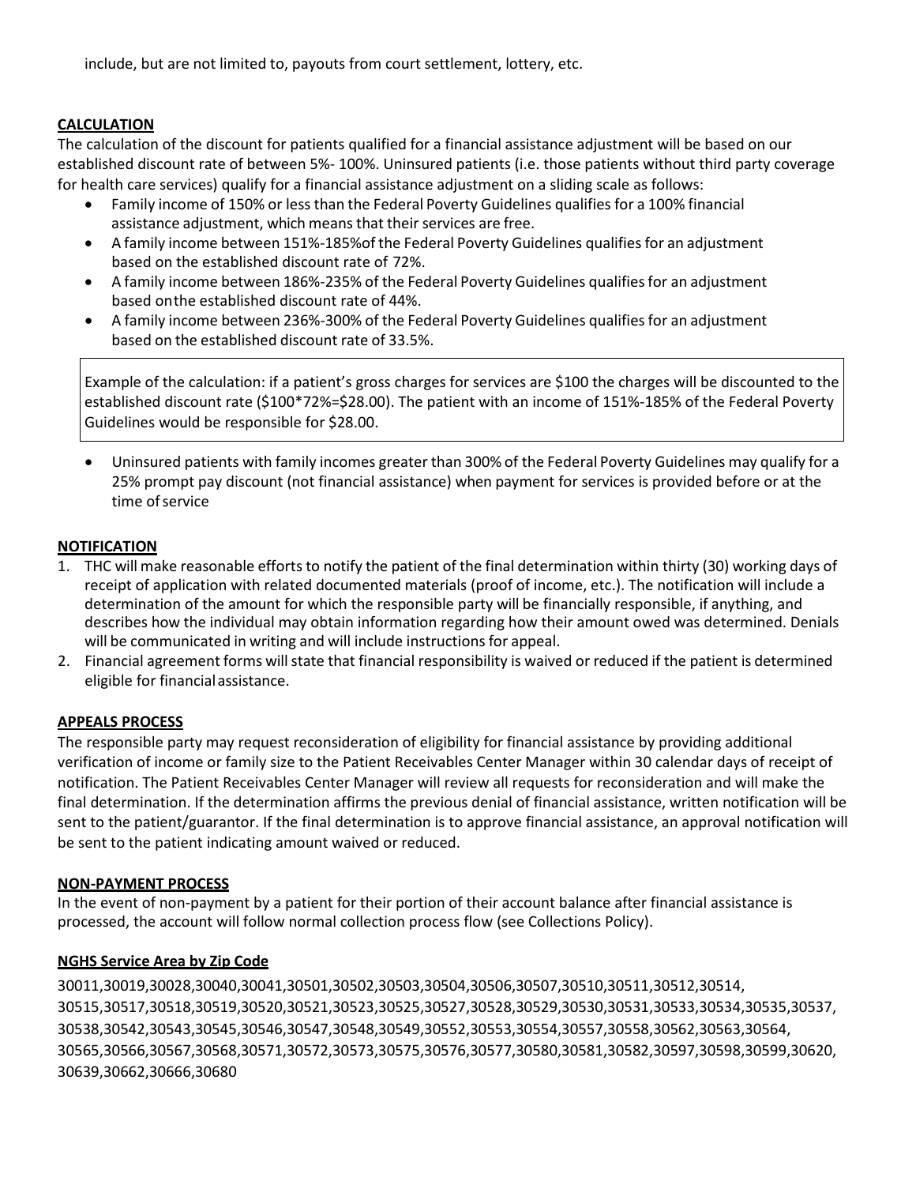include, but are not limited to, payouts from court settlement, lottery, etc.

**CALCULATION**

The calculation of the discount for patients qualified for a financial assistance adjustment will be based on our established discount rate of between 5%- 100%. Uninsured patients (i.e. those patients without third party coverage for health care services) qualify for a financial assistance adjustment on a sliding scale as follows:

- Family income of 150% or less than the Federal Poverty Guidelines qualifies for a 100% financial assistance adjustment, which means that their services are free.
- A family income between 151%-185%of the Federal Poverty Guidelines qualifies for an adjustment based on the established discount rate of 72%.
- A family income between 186%-235% of the Federal Poverty Guidelines qualifies for an adjustment based onthe established discount rate of 44%.
- A family income between 236%-300% of the Federal Poverty Guidelines qualifies for an adjustment based on the established discount rate of 33.5%.

Example of the calculation: if a patient's gross charges for services are $100 the charges will be discounted to the established discount rate ($100*72%=$28.00). The patient with an income of 151%-185% of the Federal Poverty Guidelines would be responsible for $28.00.

- Uninsured patients with family incomes greater than 300% of the Federal Poverty Guidelines may qualify for a 25% prompt pay discount (not financial assistance) when payment for services is provided before or at the time ofservice

**NOTIFICATION**

1. THC will make reasonable efforts to notify the patient of the final determination within thirty (30) working days of receipt of application with related documented materials (proof of income, etc.). The notification will include a determination of the amount for which the responsible party will be financially responsible, if anything, and describes how the individual may obtain information regarding how their amount owed was determined. Denials will be communicated in writing and will include instructions for appeal.
2. Financial agreement forms will state that financial responsibility is waived or reduced if the patient is determined eligible for financialassistance.

**APPEALS PROCESS**

The responsible party may request reconsideration of eligibility for financial assistance by providing additional verification of income or family size to the Patient Receivables Center Manager within 30 calendar days of receipt of notification. The Patient Receivables Center Manager will review all requests for reconsideration and will make the final determination. If the determination affirms the previous denial of financial assistance, written notification will be sent to the patient/guarantor. If the final determination is to approve financial assistance, an approval notification will be sent to the patient indicating amount waived or reduced.

**NON-PAYMENT PROCESS**

In the event of non-payment by a patient for their portion of their account balance after financial assistance is processed, the account will follow normal collection process flow (see Collections Policy).

**NGHS Service Area by Zip Code**

30011,30019,30028,30040,30041,30501,30502,30503,30504,30506,30507,30510,30511,30512,30514, 30515,30517,30518,30519,30520,30521,30523,30525,30527,30528,30529,30530,30531,30533,30534,30535,30537, 30538,30542,30543,30545,30546,30547,30548,30549,30552,30553,30554,30557,30558,30562,30563,30564, 30565,30566,30567,30568,30571,30572,30573,30575,30576,30577,30580,30581,30582,30597,30598,30599,30620, 30639,30662,30666,30680